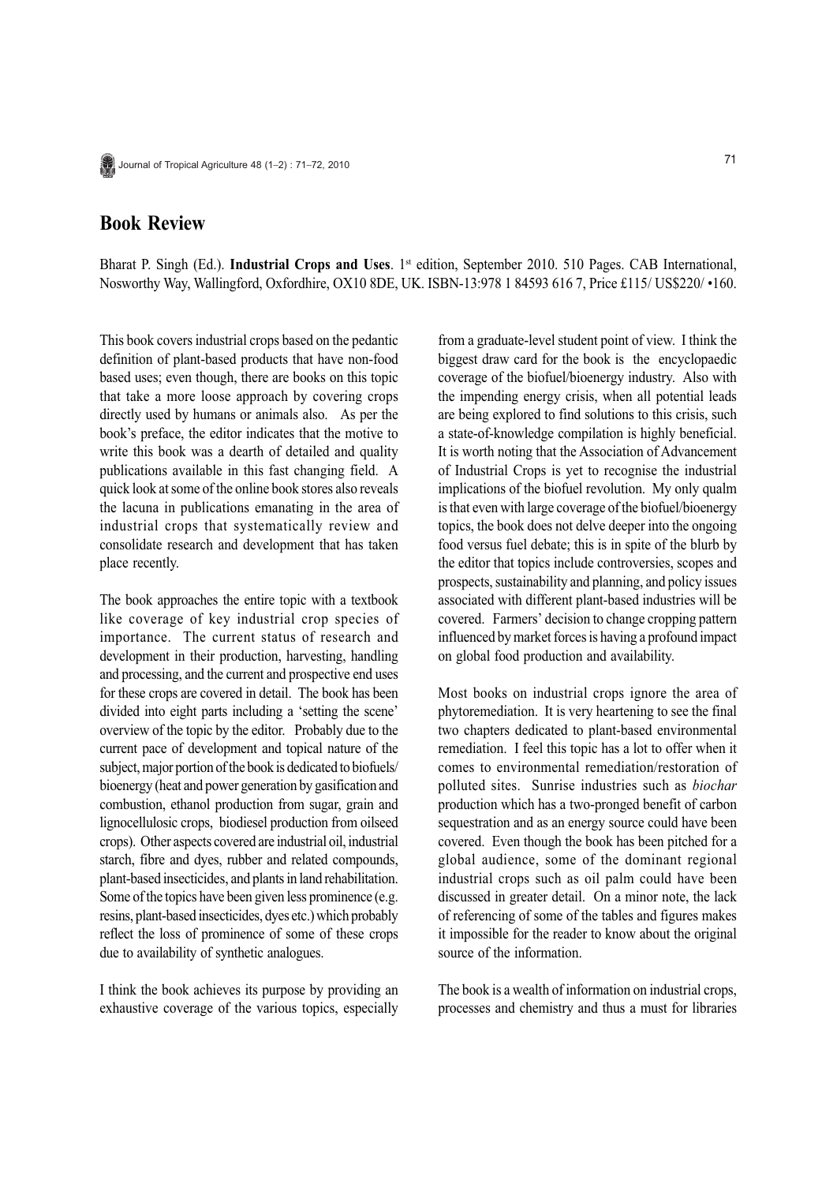## Book Review

Bharat P. Singh (Ed.). **Industrial Crops and Uses**. 1st edition, September 2010. 510 Pages. CAB International, Nosworthy Way, Wallingford, Oxfordhire, OX10 8DE, UK. ISBN-13:978 1 84593 616 7, Price £115/ US$220/ •160.

This book covers industrial crops based on the pedantic definition of plant-based products that have non-food based uses; even though, there are books on this topic that take a more loose approach by covering crops directly used by humans or animals also. As per the book's preface, the editor indicates that the motive to write this book was a dearth of detailed and quality publications available in this fast changing field. A quick look at some of the online book stores also reveals the lacuna in publications emanating in the area of industrial crops that systematically review and consolidate research and development that has taken place recently.

The book approaches the entire topic with a textbook like coverage of key industrial crop species of importance. The current status of research and development in their production, harvesting, handling and processing, and the current and prospective end uses for these crops are covered in detail. The book has been divided into eight parts including a 'setting the scene' overview of the topic by the editor. Probably due to the current pace of development and topical nature of the subject, major portion of the book is dedicated to biofuels/ bioenergy (heat and power generation by gasification and combustion, ethanol production from sugar, grain and lignocellulosic crops, biodiesel production from oilseed crops). Other aspects covered are industrial oil, industrial starch, fibre and dyes, rubber and related compounds, plant-based insecticides, and plants in land rehabilitation. Some of the topics have been given less prominence (e.g. resins, plant-based insecticides, dyes etc.) which probably reflect the loss of prominence of some of these crops due to availability of synthetic analogues.

I think the book achieves its purpose by providing an exhaustive coverage of the various topics, especially from a graduate-level student point of view. I think the biggest draw card for the book is the encyclopaedic coverage of the biofuel/bioenergy industry. Also with the impending energy crisis, when all potential leads are being explored to find solutions to this crisis, such a state-of-knowledge compilation is highly beneficial. It is worth noting that the Association of Advancement of Industrial Crops is yet to recognise the industrial implications of the biofuel revolution. My only qualm is that even with large coverage of the biofuel/bioenergy topics, the book does not delve deeper into the ongoing food versus fuel debate; this is in spite of the blurb by the editor that topics include controversies, scopes and prospects, sustainability and planning, and policy issues associated with different plant-based industries will be covered. Farmers' decision to change cropping pattern influenced by market forces is having a profound impact on global food production and availability.

Most books on industrial crops ignore the area of phytoremediation. It is very heartening to see the final two chapters dedicated to plant-based environmental remediation. I feel this topic has a lot to offer when it comes to environmental remediation/restoration of polluted sites. Sunrise industries such as *biochar* production which has a two-pronged benefit of carbon sequestration and as an energy source could have been covered. Even though the book has been pitched for a global audience, some of the dominant regional industrial crops such as oil palm could have been discussed in greater detail. On a minor note, the lack of referencing of some of the tables and figures makes it impossible for the reader to know about the original source of the information.

The book is a wealth of information on industrial crops, processes and chemistry and thus a must for libraries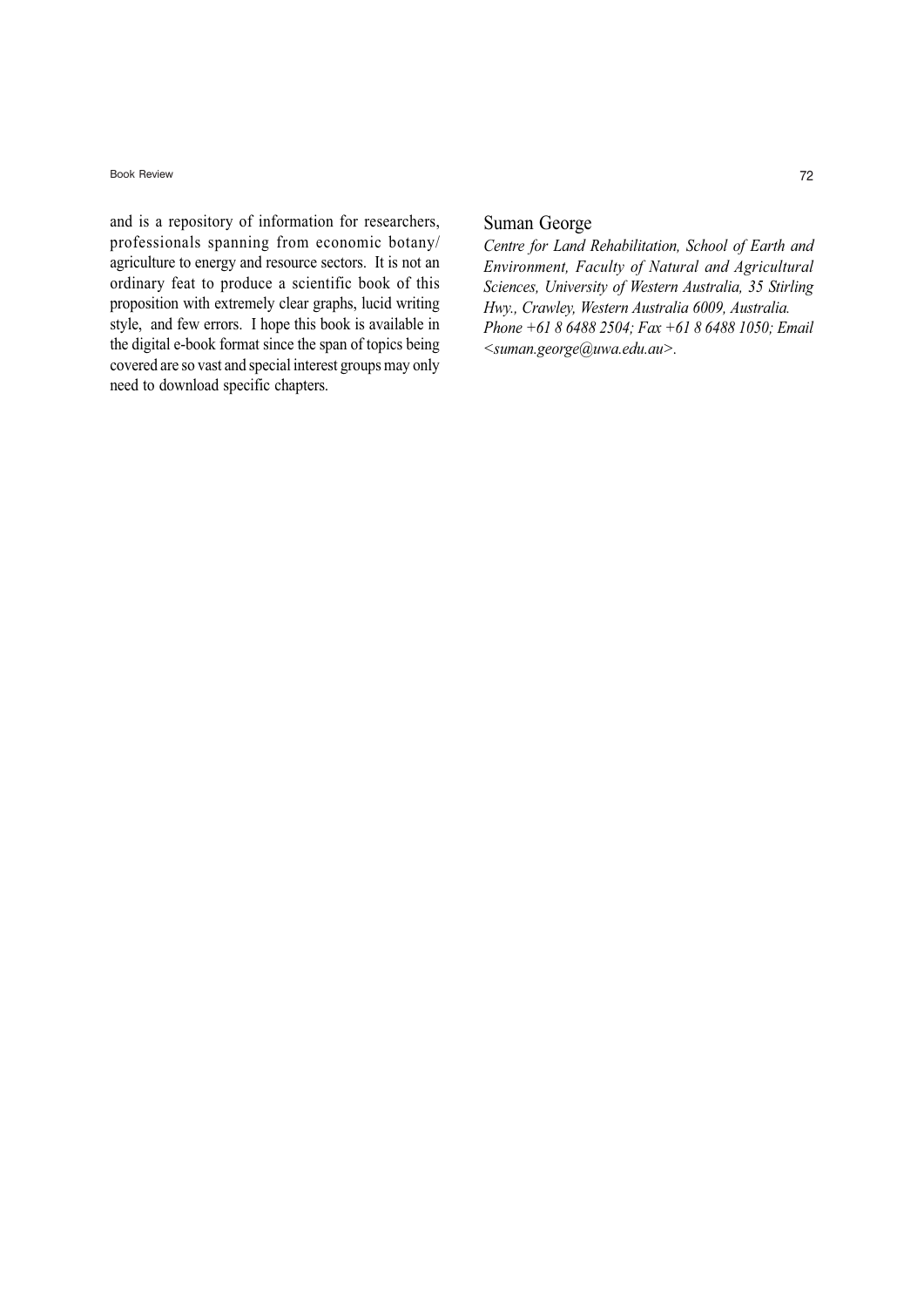and is a repository of information for researchers, professionals spanning from economic botany/ agriculture to energy and resource sectors. It is not an ordinary feat to produce a scientific book of this proposition with extremely clear graphs, lucid writing style, and few errors. I hope this book is available in the digital e-book format since the span of topics being covered are so vast and special interest groups may only need to download specific chapters.

Suman George

*Centre for Land Rehabilitation, School of Earth and Environment, Faculty of Natural and Agricultural Sciences, University of Western Australia, 35 Stirling Hwy., Crawley, Western Australia 6009, Australia. Phone +61 8 6488 2504; Fax +61 8 6488 1050; Email <suman.george@uwa.edu.au>.*